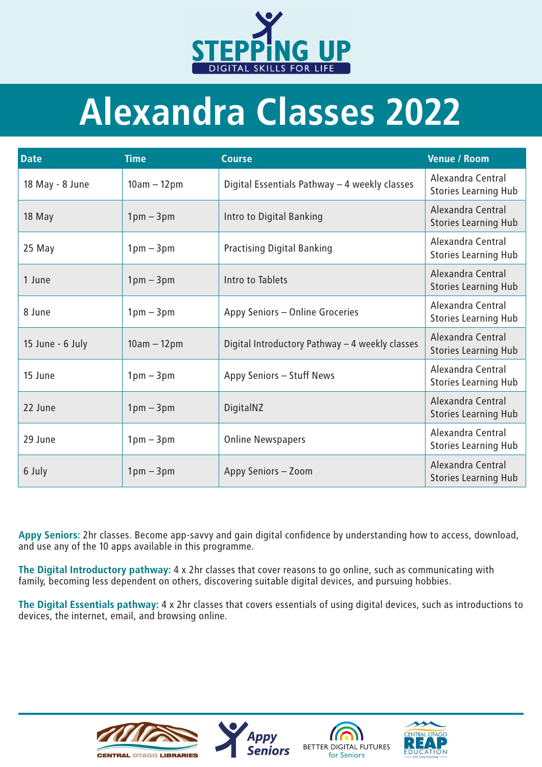STEPPING UP
DIGITAL SKILLS FOR LIFE

# Alexandra Classes 2022

| Date | Time | Course | Venue / Room |
|---|---|---|---|
| 18 May - 8 June | 10am – 12pm | Digital Essentials Pathway – 4 weekly classes | Alexandra Central Stories Learning Hub |
| 18 May | 1pm – 3pm | Intro to Digital Banking | Alexandra Central Stories Learning Hub |
| 25 May | 1pm – 3pm | Practising Digital Banking | Alexandra Central Stories Learning Hub |
| 1 June | 1pm – 3pm | Intro to Tablets | Alexandra Central Stories Learning Hub |
| 8 June | 1pm – 3pm | Appy Seniors – Online Groceries | Alexandra Central Stories Learning Hub |
| 15 June - 6 July | 10am – 12pm | Digital Introductory Pathway – 4 weekly classes | Alexandra Central Stories Learning Hub |
| 15 June | 1pm – 3pm | Appy Seniors – Stuff News | Alexandra Central Stories Learning Hub |
| 22 June | 1pm – 3pm | DigitalNZ | Alexandra Central Stories Learning Hub |
| 29 June | 1pm – 3pm | Online Newspapers | Alexandra Central Stories Learning Hub |
| 6 July | 1pm – 3pm | Appy Seniors – Zoom | Alexandra Central Stories Learning Hub |

**Appy Seniors:** 2hr classes. Become app-savvy and gain digital confidence by understanding how to access, download, and use any of the 10 apps available in this programme.

**The Digital Introductory pathway:** 4 x 2hr classes that cover reasons to go online, such as communicating with family, becoming less dependent on others, discovering suitable digital devices, and pursuing hobbies.

**The Digital Essentials pathway:** 4 x 2hr classes that covers essentials of using digital devices, such as introductions to devices, the internet, email, and browsing online.

CENTRAL OTAGO LIBRARIES | Appy Seniors | BETTER DIGITAL FUTURES for Seniors | CENTRAL OTAGO REAP EDUCATION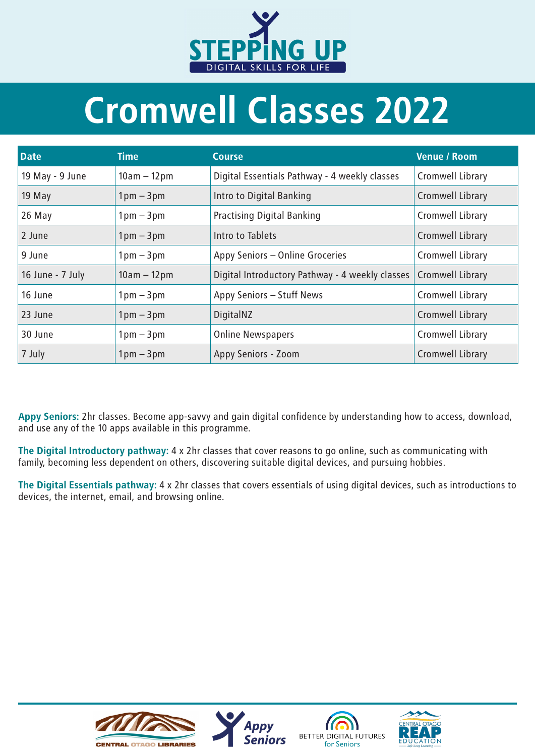STEPPING UP
DIGITAL SKILLS FOR LIFE

# Cromwell Classes 2022

| Date | Time | Course | Venue / Room |
|---|---|---|---|
| 19 May - 9 June | 10am – 12pm | Digital Essentials Pathway - 4 weekly classes | Cromwell Library |
| 19 May | 1pm – 3pm | Intro to Digital Banking | Cromwell Library |
| 26 May | 1pm – 3pm | Practising Digital Banking | Cromwell Library |
| 2 June | 1pm – 3pm | Intro to Tablets | Cromwell Library |
| 9 June | 1pm – 3pm | Appy Seniors – Online Groceries | Cromwell Library |
| 16 June - 7 July | 10am – 12pm | Digital Introductory Pathway - 4 weekly classes | Cromwell Library |
| 16 June | 1pm – 3pm | Appy Seniors – Stuff News | Cromwell Library |
| 23 June | 1pm – 3pm | DigitalNZ | Cromwell Library |
| 30 June | 1pm – 3pm | Online Newspapers | Cromwell Library |
| 7 July | 1pm – 3pm | Appy Seniors - Zoom | Cromwell Library |

**Appy Seniors:** 2hr classes. Become app-savvy and gain digital confidence by understanding how to access, download, and use any of the 10 apps available in this programme.

**The Digital Introductory pathway:** 4 x 2hr classes that cover reasons to go online, such as communicating with family, becoming less dependent on others, discovering suitable digital devices, and pursuing hobbies.

**The Digital Essentials pathway:** 4 x 2hr classes that covers essentials of using digital devices, such as introductions to devices, the internet, email, and browsing online.

CENTRAL OTAGO LIBRARIES | Appy Seniors | BETTER DIGITAL FUTURES for Seniors | CENTRAL OTAGO REAP EDUCATION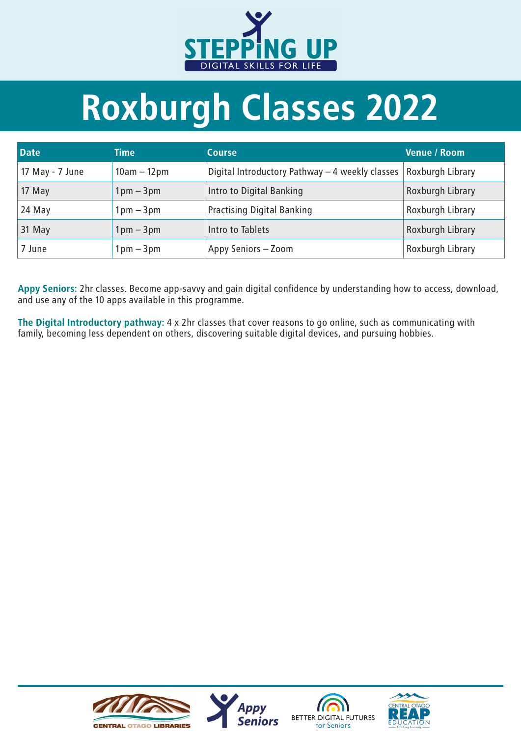STEPPING UP
DIGITAL SKILLS FOR LIFE

# Roxburgh Classes 2022

| Date | Time | Course | Venue / Room |
|---|---|---|---|
| 17 May - 7 June | 10am – 12pm | Digital Introductory Pathway – 4 weekly classes | Roxburgh Library |
| 17 May | 1pm – 3pm | Intro to Digital Banking | Roxburgh Library |
| 24 May | 1pm – 3pm | Practising Digital Banking | Roxburgh Library |
| 31 May | 1pm – 3pm | Intro to Tablets | Roxburgh Library |
| 7 June | 1pm – 3pm | Appy Seniors – Zoom | Roxburgh Library |

**Appy Seniors:** 2hr classes. Become app-savvy and gain digital confidence by understanding how to access, download, and use any of the 10 apps available in this programme.

**The Digital Introductory pathway:** 4 x 2hr classes that cover reasons to go online, such as communicating with family, becoming less dependent on others, discovering suitable digital devices, and pursuing hobbies.

CENTRAL OTAGO LIBRARIES | Appy Seniors | BETTER DIGITAL FUTURES for Seniors | CENTRAL OTAGO REAP EDUCATION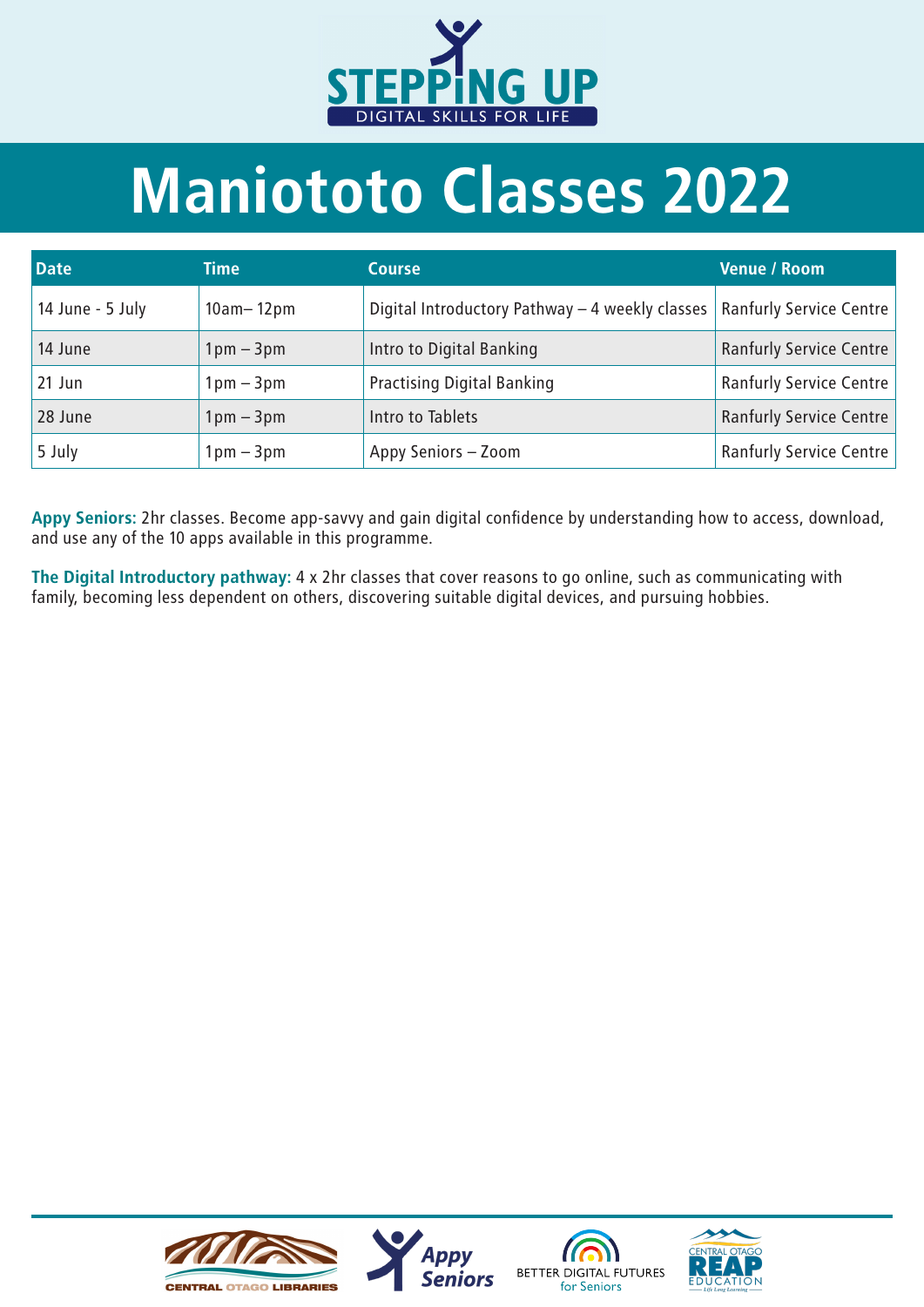STEPPING UP

DIGITAL SKILLS FOR LIFE

# Maniototo Classes 2022

| Date | Time | Course | Venue / Room |
| --- | --- | --- | --- |
| 14 June - 5 July | 10am– 12pm | Digital Introductory Pathway – 4 weekly classes | Ranfurly Service Centre |
| 14 June | 1pm – 3pm | Intro to Digital Banking | Ranfurly Service Centre |
| 21 Jun | 1pm – 3pm | Practising Digital Banking | Ranfurly Service Centre |
| 28 June | 1pm – 3pm | Intro to Tablets | Ranfurly Service Centre |
| 5 July | 1pm – 3pm | Appy Seniors – Zoom | Ranfurly Service Centre |

**Appy Seniors:** 2hr classes. Become app-savvy and gain digital confidence by understanding how to access, download, and use any of the 10 apps available in this programme.

**The Digital Introductory pathway:** 4 x 2hr classes that cover reasons to go online, such as communicating with family, becoming less dependent on others, discovering suitable digital devices, and pursuing hobbies.

CENTRAL OTAGO LIBRARIES

Appy Seniors

BETTER DIGITAL FUTURES for Seniors

CENTRAL OTAGO REAP EDUCATION

Life Long Learning